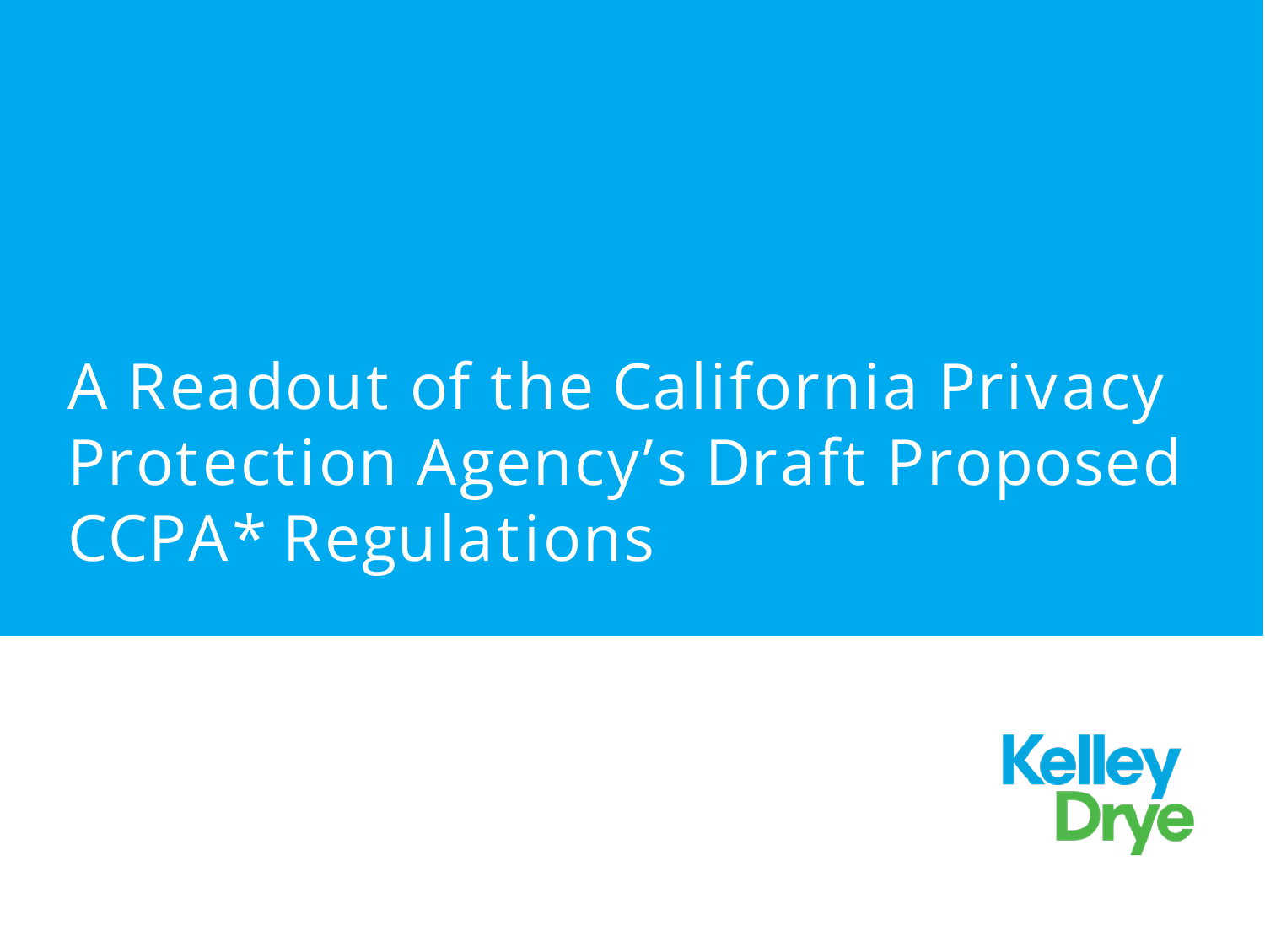# A Readout of the California Privacy Protection Agency's Draft Proposed CCPA* Regulations

Kelley Drye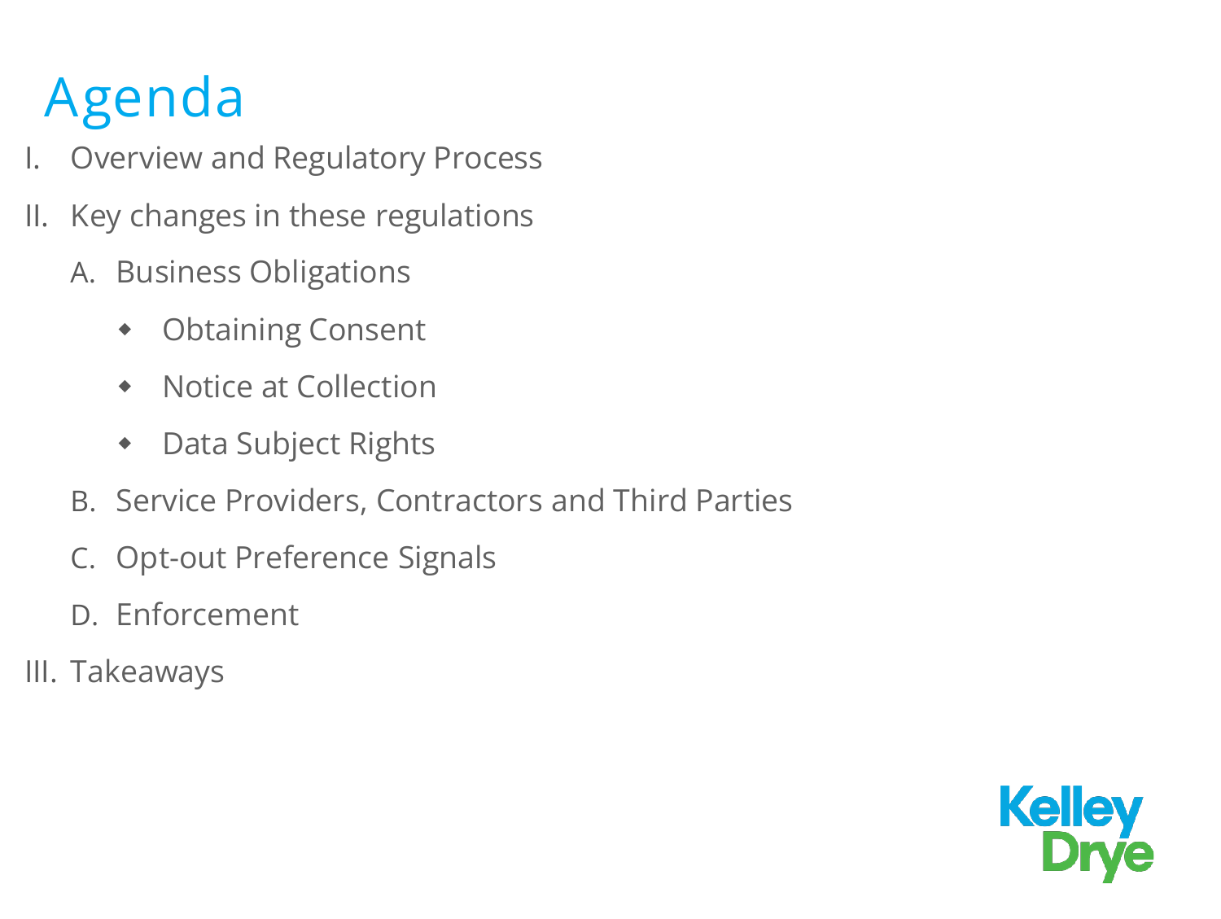# Agenda

I. Overview and Regulatory Process

II. Key changes in these regulations

   A. Business Obligations

      - Obtaining Consent
      - Notice at Collection
      - Data Subject Rights

   B. Service Providers, Contractors and Third Parties

   C. Opt-out Preference Signals

   D. Enforcement

III. Takeaways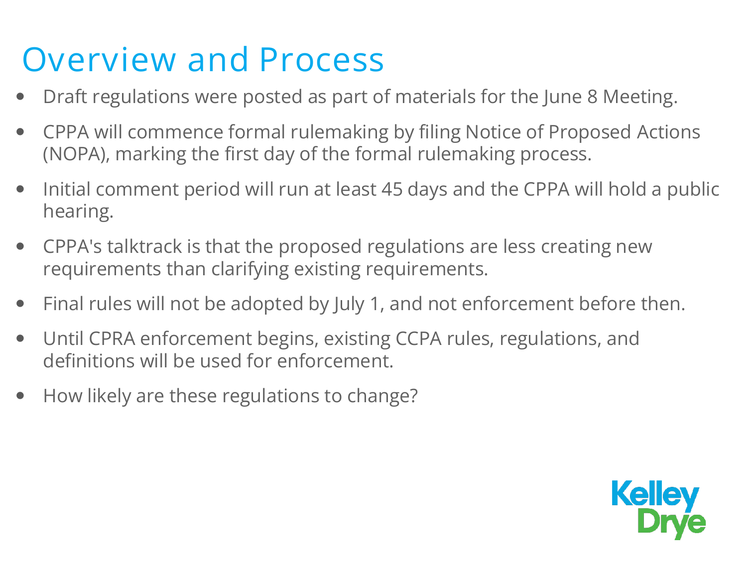# Overview and Process

- Draft regulations were posted as part of materials for the June 8 Meeting.
- CPPA will commence formal rulemaking by filing Notice of Proposed Actions (NOPA), marking the first day of the formal rulemaking process.
- Initial comment period will run at least 45 days and the CPPA will hold a public hearing.
- CPPA's talktrack is that the proposed regulations are less creating new requirements than clarifying existing requirements.
- Final rules will not be adopted by July 1, and not enforcement before then.
- Until CPRA enforcement begins, existing CCPA rules, regulations, and definitions will be used for enforcement.
- How likely are these regulations to change?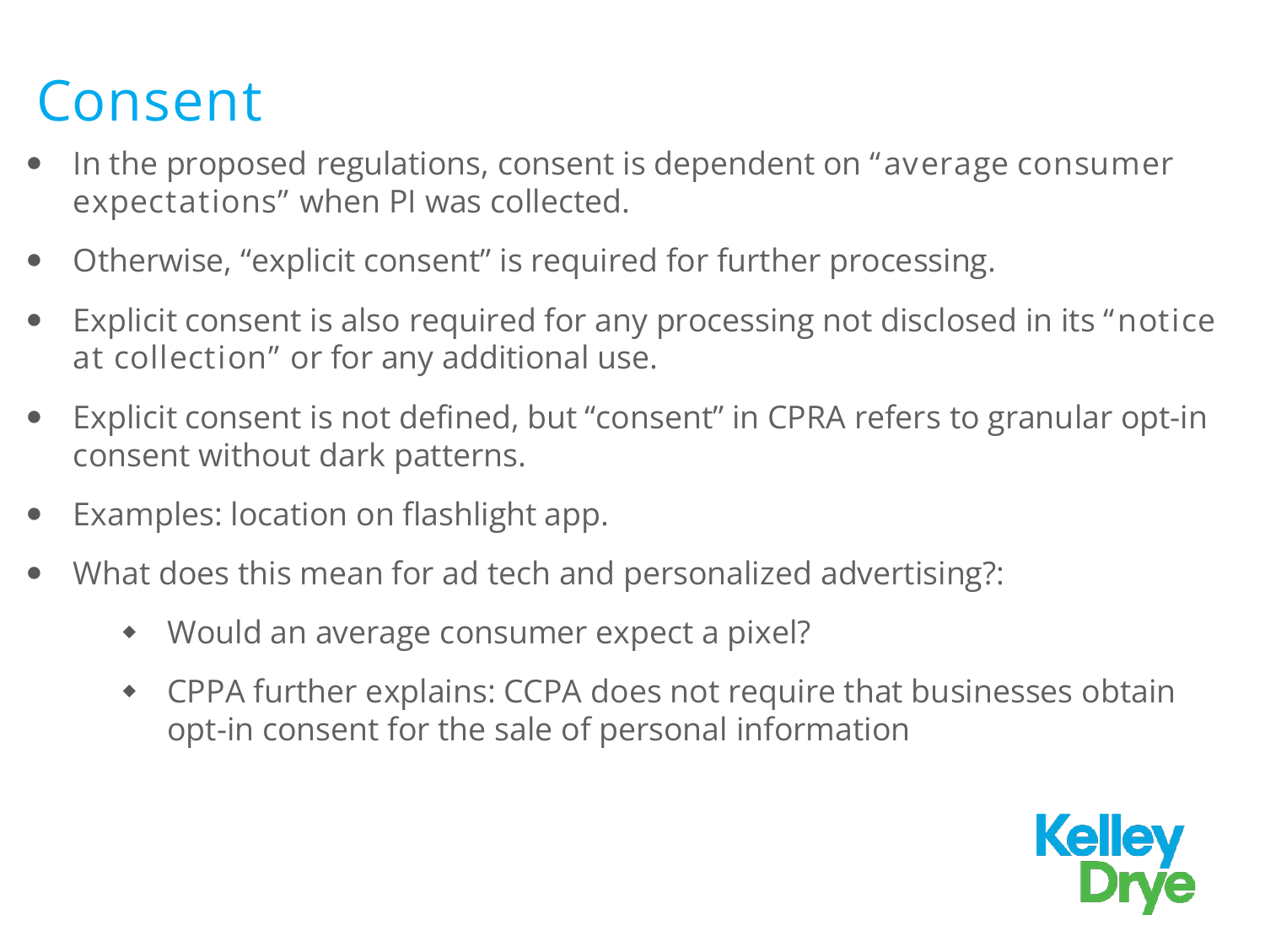# Consent

- In the proposed regulations, consent is dependent on "average consumer expectations" when PI was collected.
- Otherwise, "explicit consent" is required for further processing.
- Explicit consent is also required for any processing not disclosed in its "notice at collection" or for any additional use.
- Explicit consent is not defined, but "consent" in CPRA refers to granular opt-in consent without dark patterns.
- Examples: location on flashlight app.
- What does this mean for ad tech and personalized advertising?:
  - Would an average consumer expect a pixel?
  - CPPA further explains: CCPA does not require that businesses obtain opt-in consent for the sale of personal information

Kelley Drye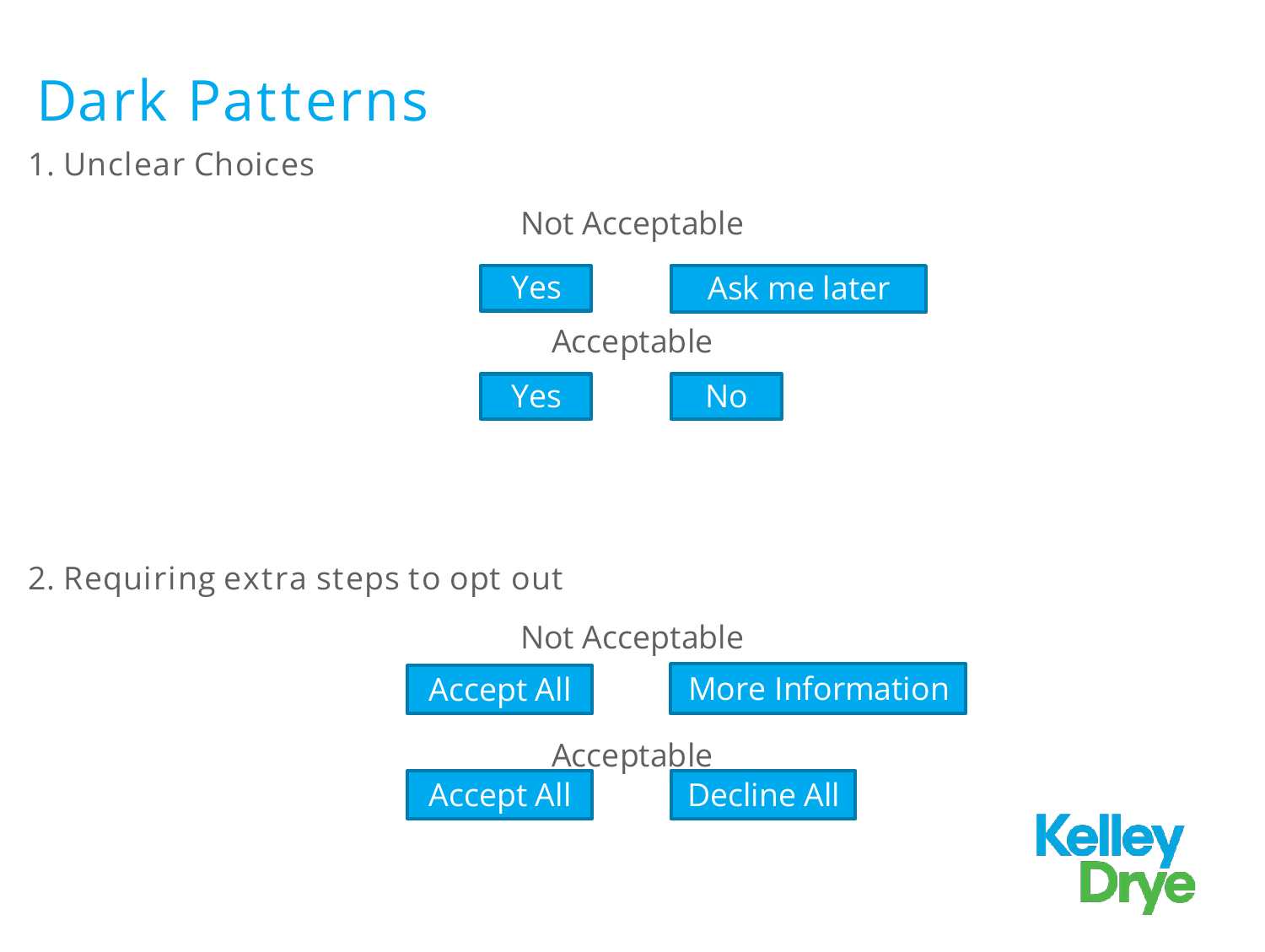# Dark Patterns

1. Unclear Choices

Not Acceptable

Yes | Ask me later

Acceptable

Yes | No

2. Requiring extra steps to opt out

Not Acceptable

Accept All | More Information

Acceptable

Accept All | Decline All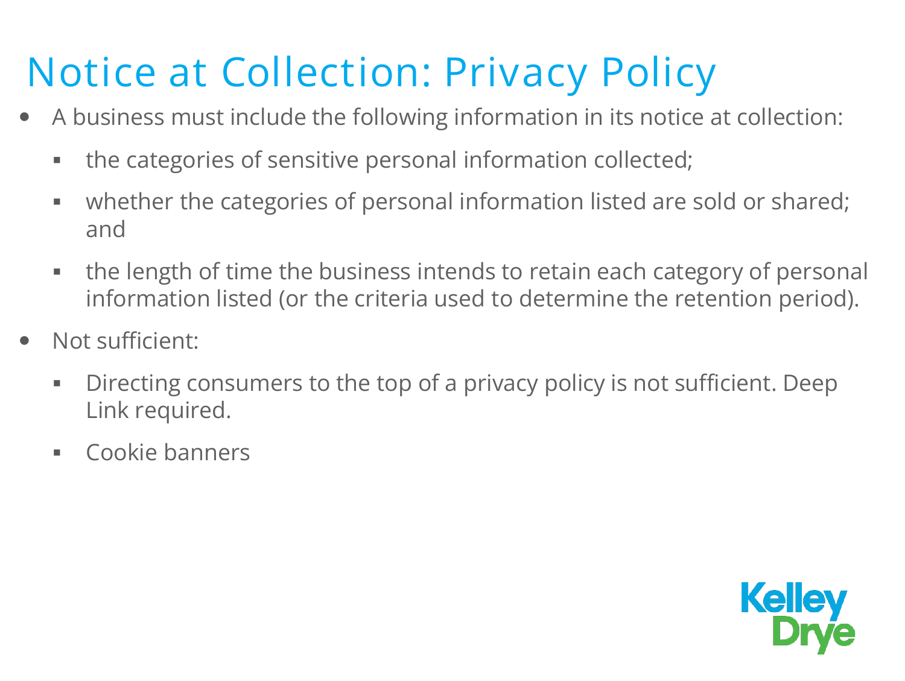# Notice at Collection: Privacy Policy

- A business must include the following information in its notice at collection:
  - the categories of sensitive personal information collected;
  - whether the categories of personal information listed are sold or shared; and
  - the length of time the business intends to retain each category of personal information listed (or the criteria used to determine the retention period).
- Not sufficient:
  - Directing consumers to the top of a privacy policy is not sufficient. Deep Link required.
  - Cookie banners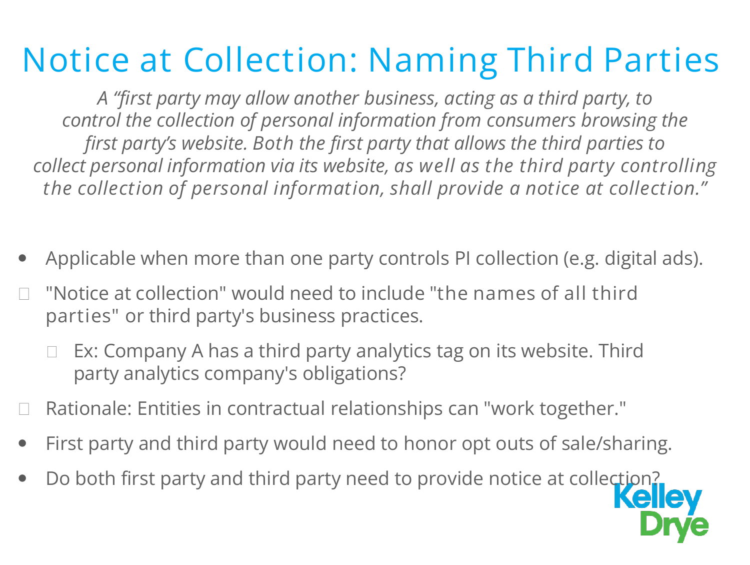# Notice at Collection: Naming Third Parties

*A "first party may allow another business, acting as a third party, to control the collection of personal information from consumers browsing the first party's website. Both the first party that allows the third parties to collect personal information via its website, as well as the third party controlling the collection of personal information, shall provide a notice at collection."*

- Applicable when more than one party controls PI collection (e.g. digital ads).
- "Notice at collection" would need to include "the names of all third parties" or third party's business practices.
  - Ex: Company A has a third party analytics tag on its website. Third party analytics company's obligations?
- Rationale: Entities in contractual relationships can "work together."
- First party and third party would need to honor opt outs of sale/sharing.
- Do both first party and third party need to provide notice at collection?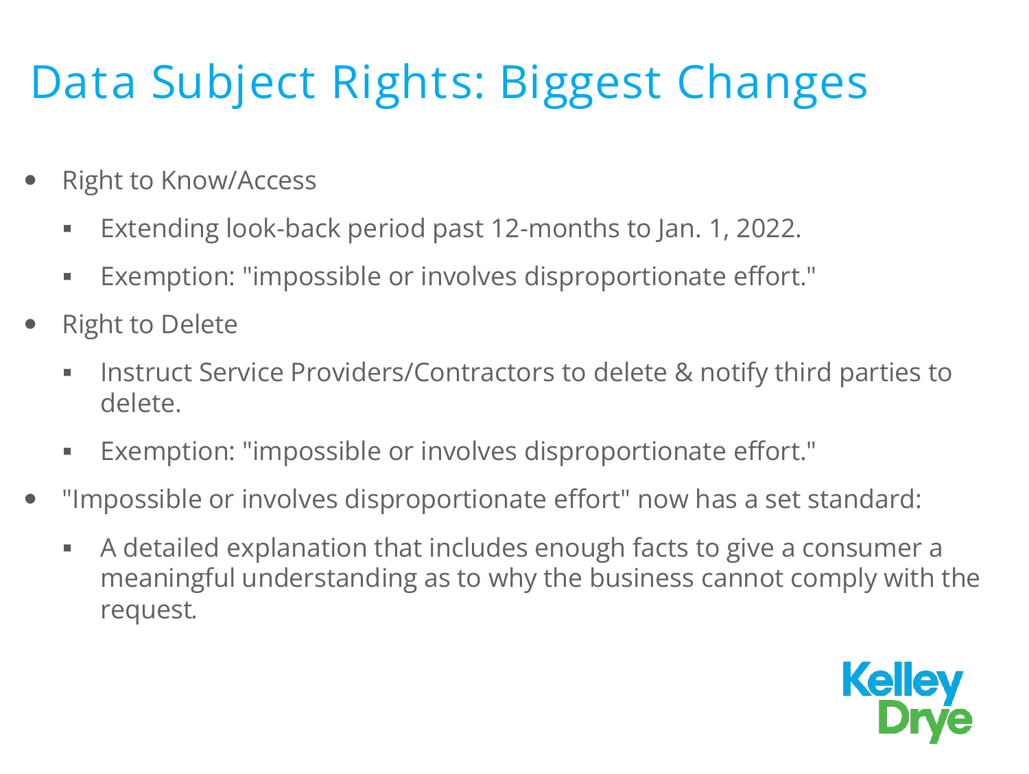# Data Subject Rights: Biggest Changes

- Right to Know/Access
  - Extending look-back period past 12-months to Jan. 1, 2022.
  - Exemption: "impossible or involves disproportionate effort."
- Right to Delete
  - Instruct Service Providers/Contractors to delete & notify third parties to delete.
  - Exemption: "impossible or involves disproportionate effort."
- "Impossible or involves disproportionate effort" now has a set standard:
  - A detailed explanation that includes enough facts to give a consumer a meaningful understanding as to why the business cannot comply with the request.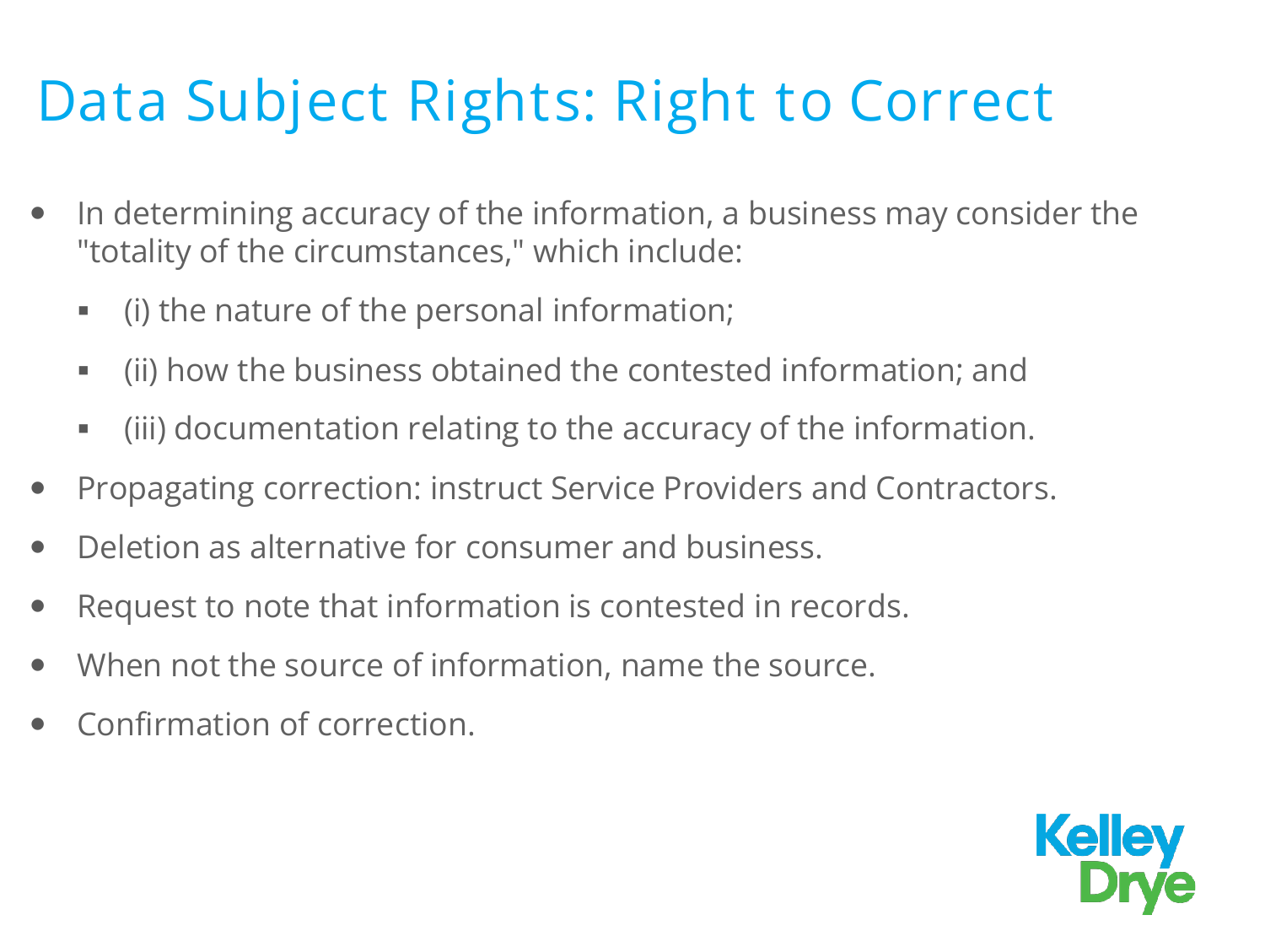# Data Subject Rights: Right to Correct

- In determining accuracy of the information, a business may consider the "totality of the circumstances," which include:
  - (i) the nature of the personal information;
  - (ii) how the business obtained the contested information; and
  - (iii) documentation relating to the accuracy of the information.
- Propagating correction: instruct Service Providers and Contractors.
- Deletion as alternative for consumer and business.
- Request to note that information is contested in records.
- When not the source of information, name the source.
- Confirmation of correction.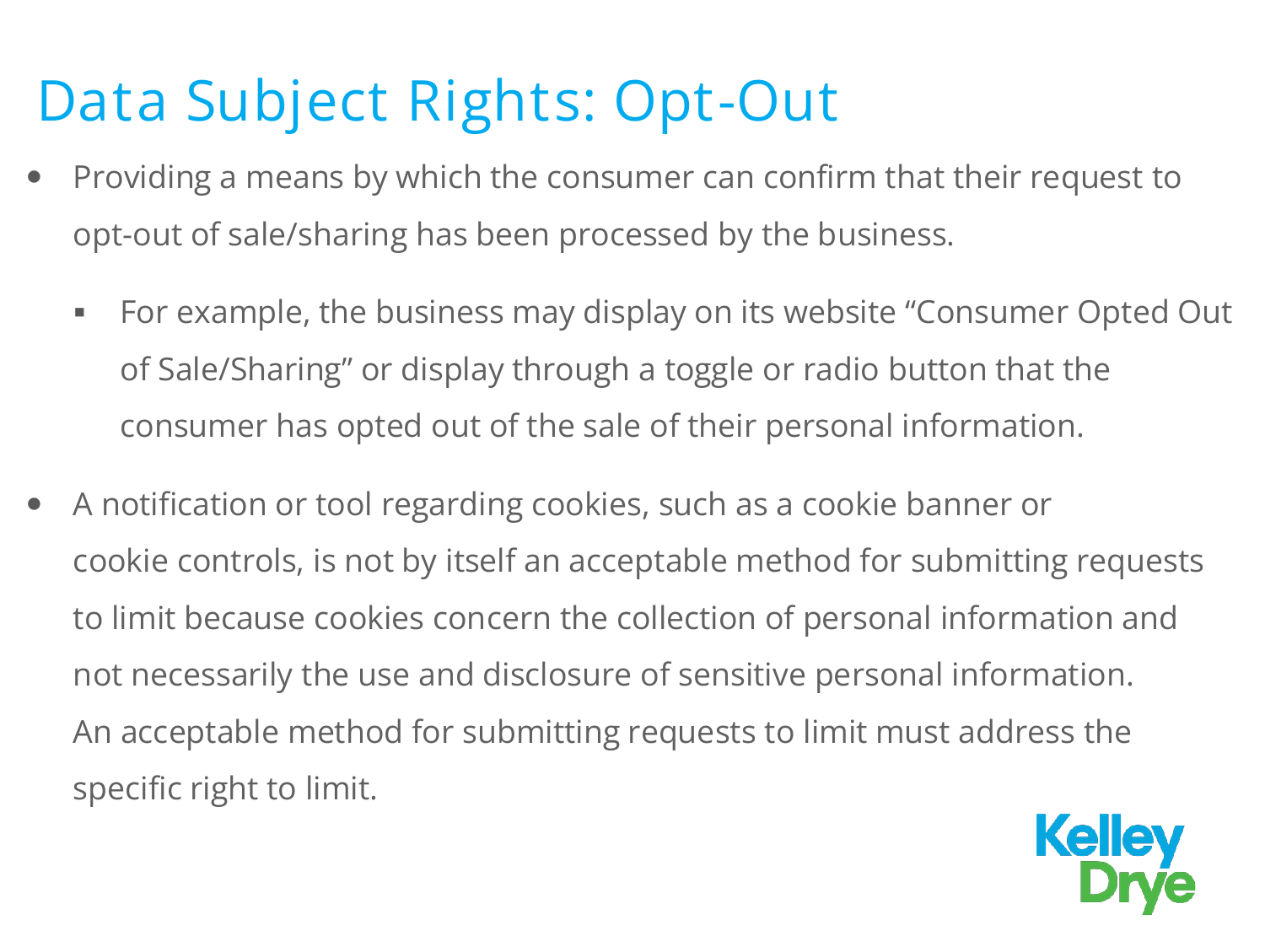# Data Subject Rights: Opt-Out

- Providing a means by which the consumer can confirm that their request to opt-out of sale/sharing has been processed by the business.
  - For example, the business may display on its website "Consumer Opted Out of Sale/Sharing" or display through a toggle or radio button that the consumer has opted out of the sale of their personal information.
- A notification or tool regarding cookies, such as a cookie banner or cookie controls, is not by itself an acceptable method for submitting requests to limit because cookies concern the collection of personal information and not necessarily the use and disclosure of sensitive personal information. An acceptable method for submitting requests to limit must address the specific right to limit.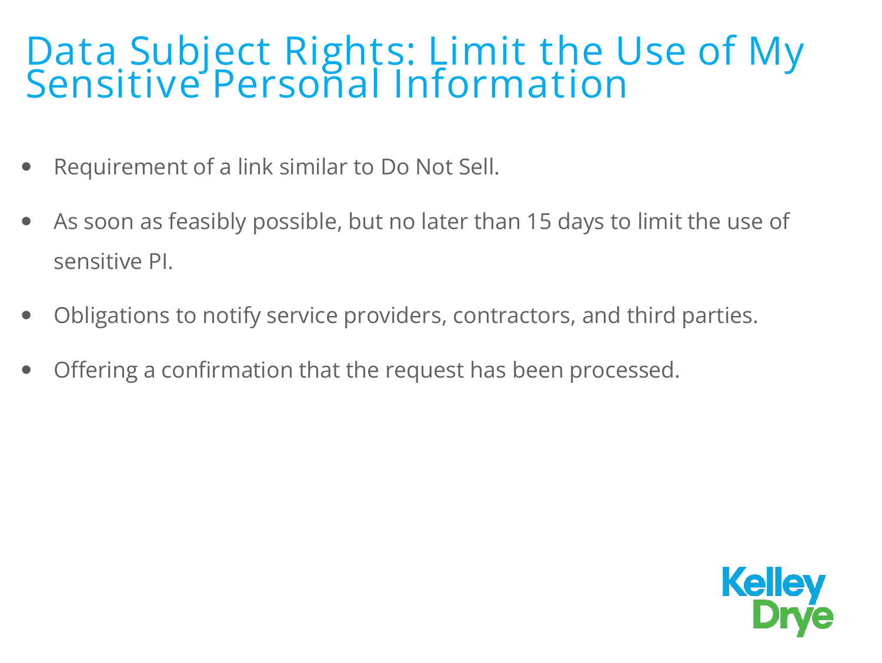# Data Subject Rights: Limit the Use of My Sensitive Personal Information

- Requirement of a link similar to Do Not Sell.
- As soon as feasibly possible, but no later than 15 days to limit the use of sensitive PI.
- Obligations to notify service providers, contractors, and third parties.
- Offering a confirmation that the request has been processed.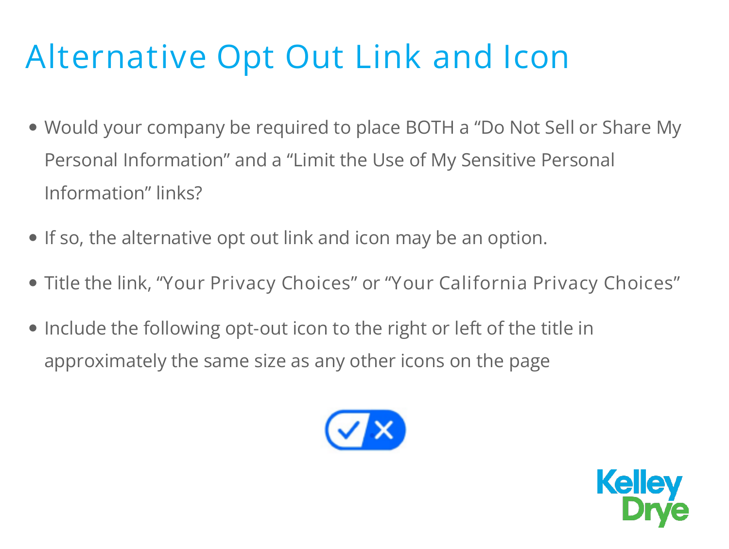# Alternative Opt Out Link and Icon

- Would your company be required to place BOTH a "Do Not Sell or Share My Personal Information" and a "Limit the Use of My Sensitive Personal Information" links?
- If so, the alternative opt out link and icon may be an option.
- Title the link, "Your Privacy Choices" or "Your California Privacy Choices"
- Include the following opt-out icon to the right or left of the title in approximately the same size as any other icons on the page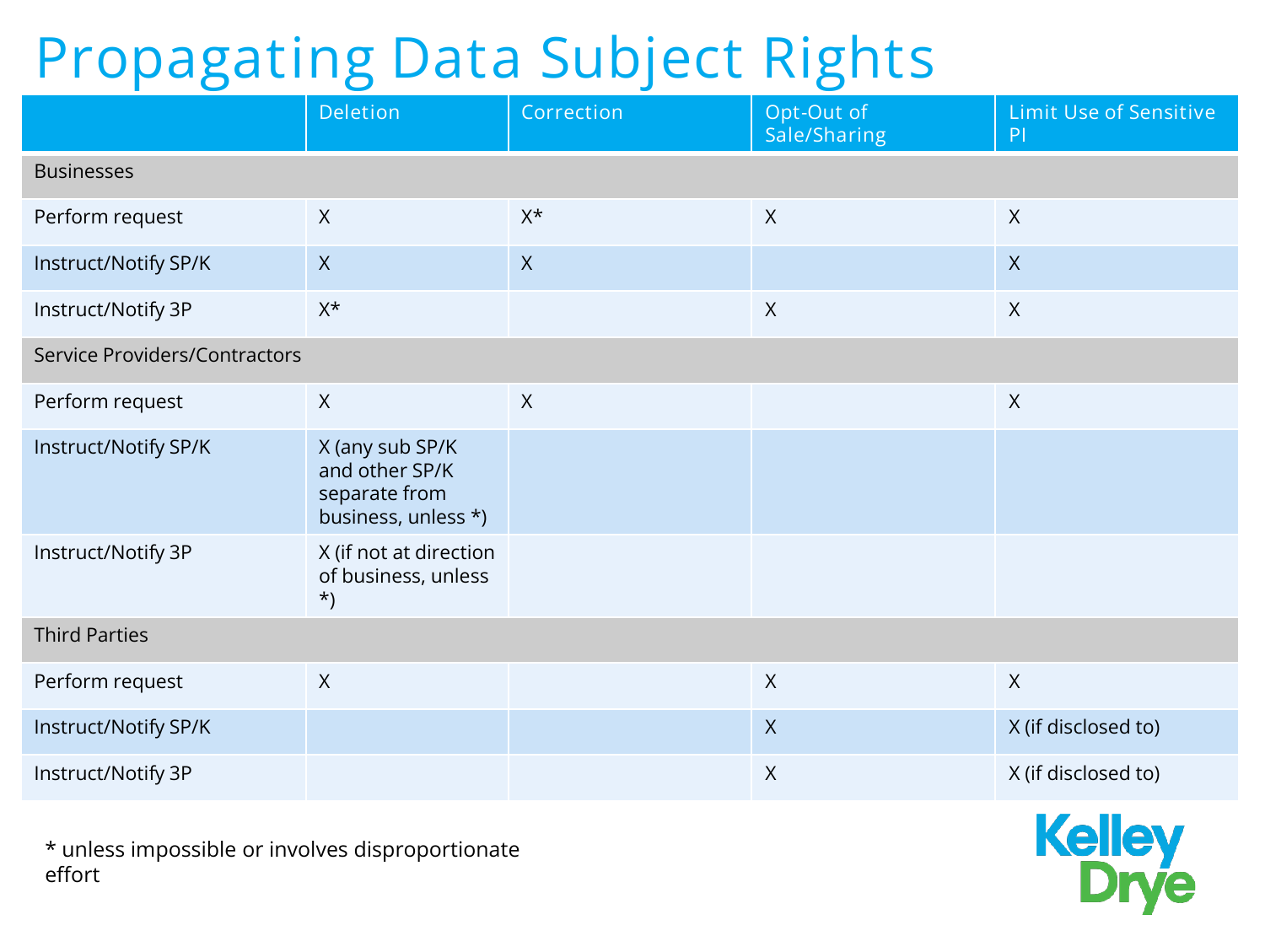# Propagating Data Subject Rights

| | Deletion | Correction | Opt-Out of Sale/Sharing | Limit Use of Sensitive PI |
|---|---|---|---|---|
| **Businesses** | | | | |
| Perform request | X | X* | X | X |
| Instruct/Notify SP/K | X | X | | X |
| Instruct/Notify 3P | X* | | X | X |
| **Service Providers/Contractors** | | | | |
| Perform request | X | X | | X |
| Instruct/Notify SP/K | X (any sub SP/K and other SP/K separate from business, unless *) | | | |
| Instruct/Notify 3P | X (if not at direction of business, unless *) | | | |
| **Third Parties** | | | | |
| Perform request | X | | X | X |
| Instruct/Notify SP/K | | | X | X (if disclosed to) |
| Instruct/Notify 3P | | | X | X (if disclosed to) |

* unless impossible or involves disproportionate effort

Kelley Drye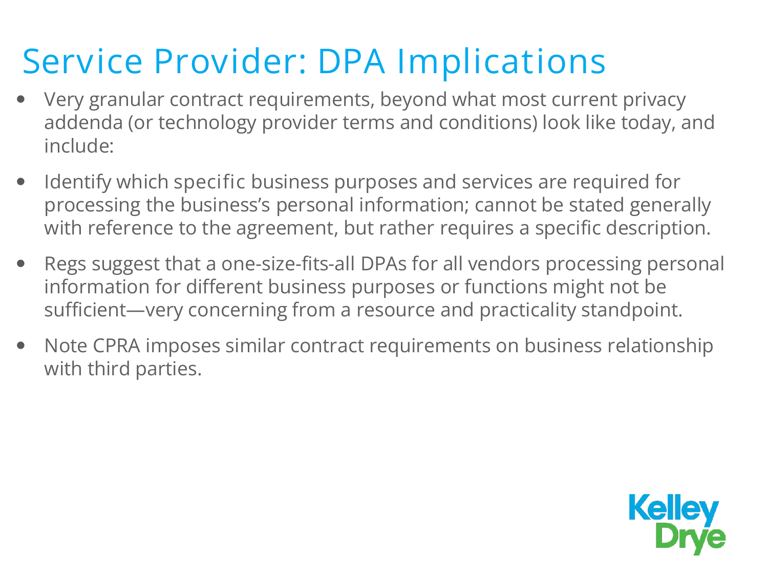# Service Provider: DPA Implications

- Very granular contract requirements, beyond what most current privacy addenda (or technology provider terms and conditions) look like today, and include:
- Identify which specific business purposes and services are required for processing the business's personal information; cannot be stated generally with reference to the agreement, but rather requires a specific description.
- Regs suggest that a one-size-fits-all DPAs for all vendors processing personal information for different business purposes or functions might not be sufficient—very concerning from a resource and practicality standpoint.
- Note CPRA imposes similar contract requirements on business relationship with third parties.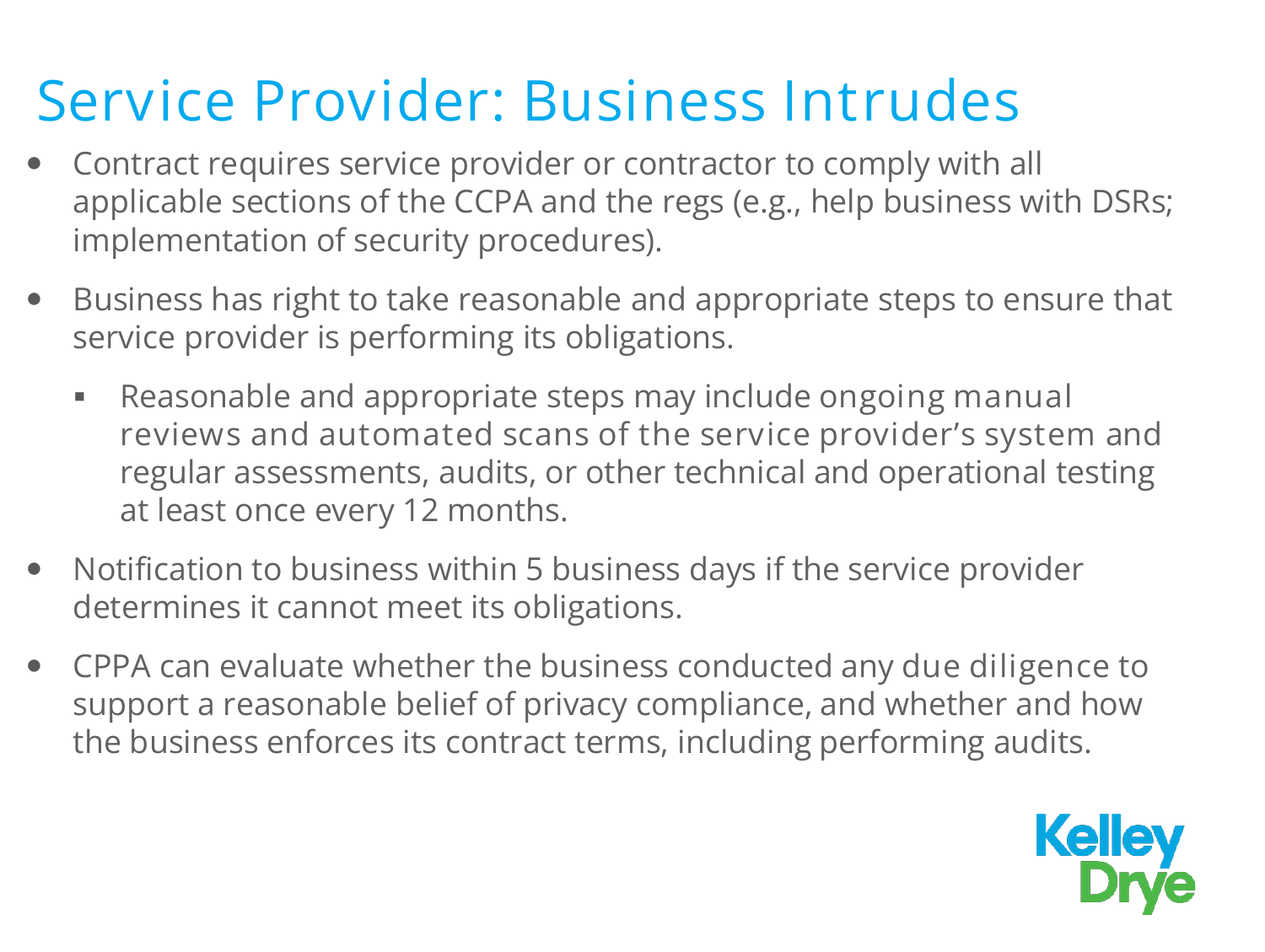# Service Provider: Business Intrudes

- Contract requires service provider or contractor to comply with all applicable sections of the CCPA and the regs (e.g., help business with DSRs; implementation of security procedures).
- Business has right to take reasonable and appropriate steps to ensure that service provider is performing its obligations.
  - Reasonable and appropriate steps may include ongoing manual reviews and automated scans of the service provider's system and regular assessments, audits, or other technical and operational testing at least once every 12 months.
- Notification to business within 5 business days if the service provider determines it cannot meet its obligations.
- CPPA can evaluate whether the business conducted any due diligence to support a reasonable belief of privacy compliance, and whether and how the business enforces its contract terms, including performing audits.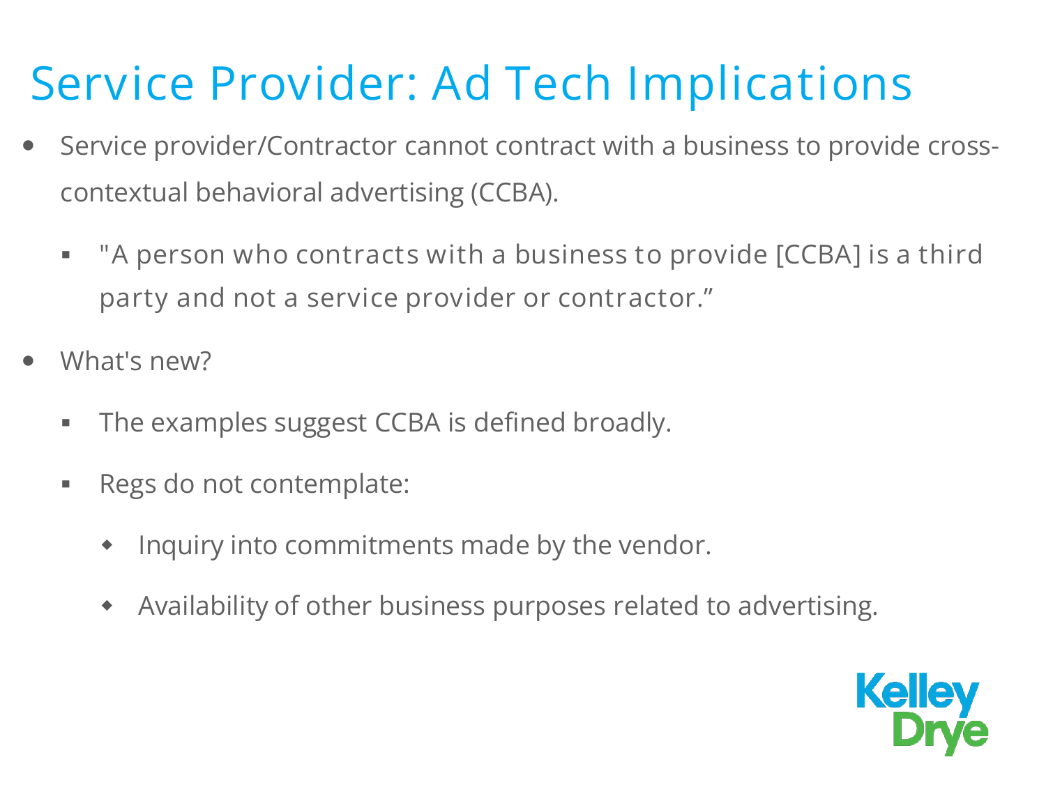# Service Provider: Ad Tech Implications

- Service provider/Contractor cannot contract with a business to provide cross-contextual behavioral advertising (CCBA).
  - "A person who contracts with a business to provide [CCBA] is a third party and not a service provider or contractor."
- What's new?
  - The examples suggest CCBA is defined broadly.
  - Regs do not contemplate:
    - Inquiry into commitments made by the vendor.
    - Availability of other business purposes related to advertising.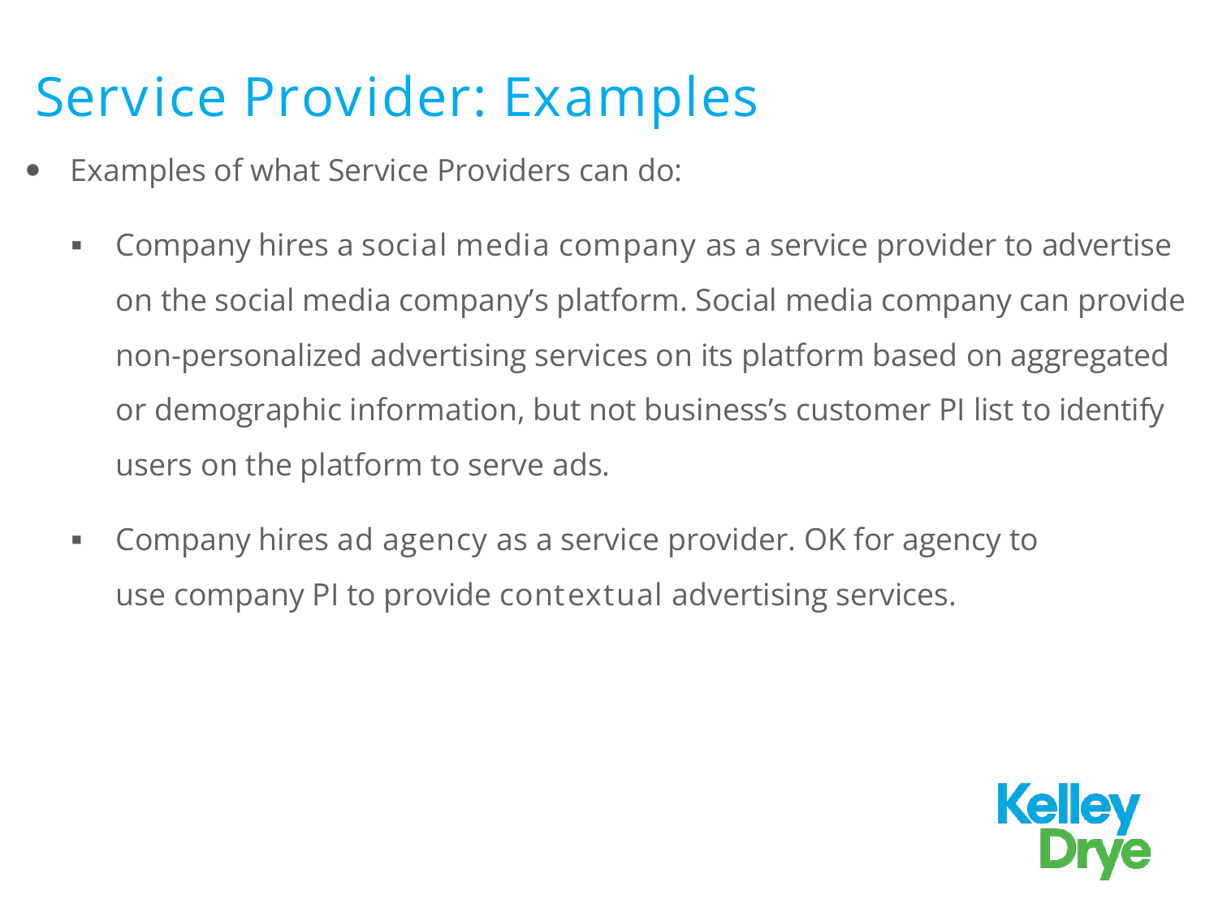# Service Provider: Examples

- Examples of what Service Providers can do:
  - Company hires a social media company as a service provider to advertise on the social media company's platform. Social media company can provide non-personalized advertising services on its platform based on aggregated or demographic information, but not business's customer PI list to identify users on the platform to serve ads.
  - Company hires ad agency as a service provider. OK for agency to use company PI to provide contextual advertising services.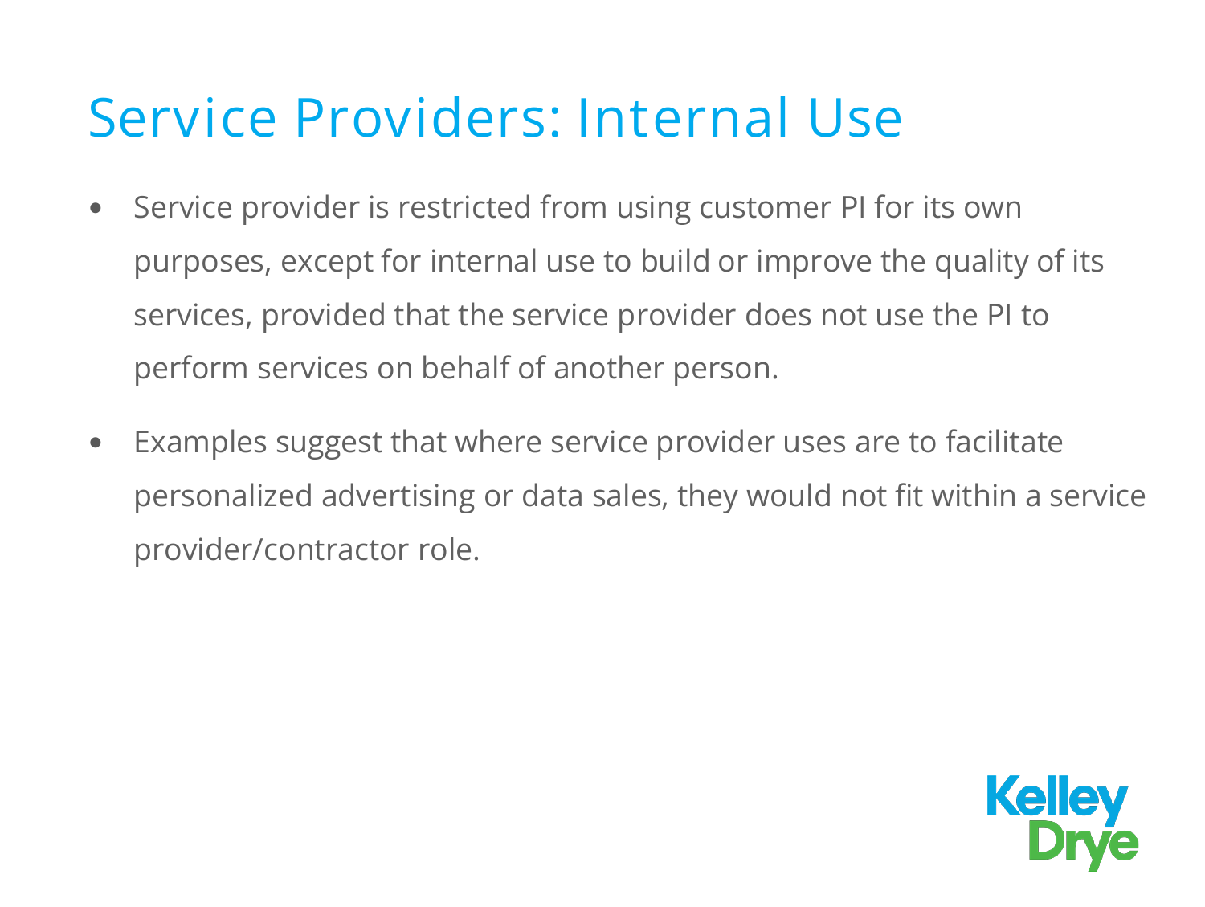# Service Providers: Internal Use

- Service provider is restricted from using customer PI for its own purposes, except for internal use to build or improve the quality of its services, provided that the service provider does not use the PI to perform services on behalf of another person.
- Examples suggest that where service provider uses are to facilitate personalized advertising or data sales, they would not fit within a service provider/contractor role.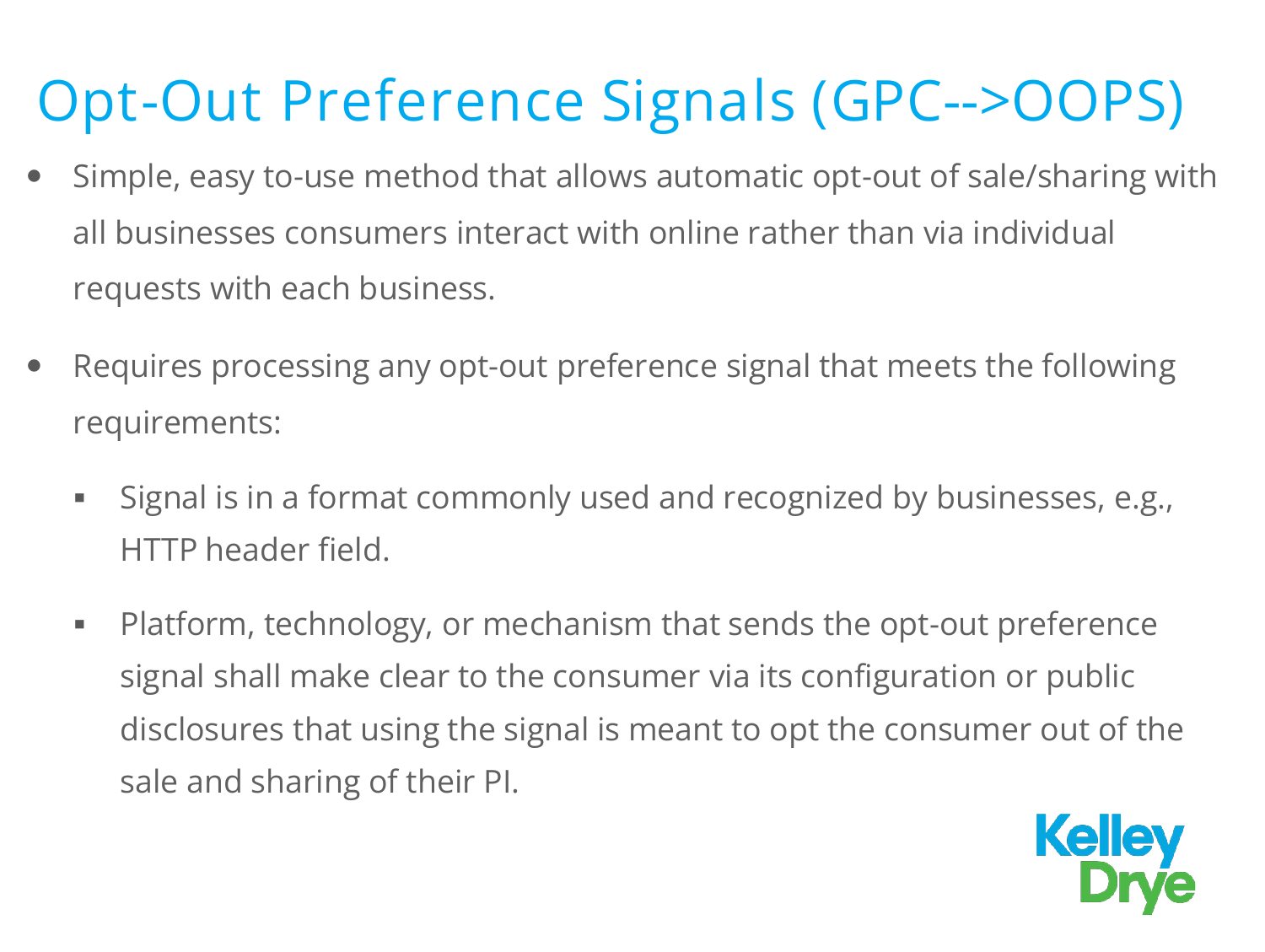# Opt-Out Preference Signals (GPC-->OOPS)

- Simple, easy to-use method that allows automatic opt-out of sale/sharing with all businesses consumers interact with online rather than via individual requests with each business.
- Requires processing any opt-out preference signal that meets the following requirements:
  - Signal is in a format commonly used and recognized by businesses, e.g., HTTP header field.
  - Platform, technology, or mechanism that sends the opt-out preference signal shall make clear to the consumer via its configuration or public disclosures that using the signal is meant to opt the consumer out of the sale and sharing of their PI.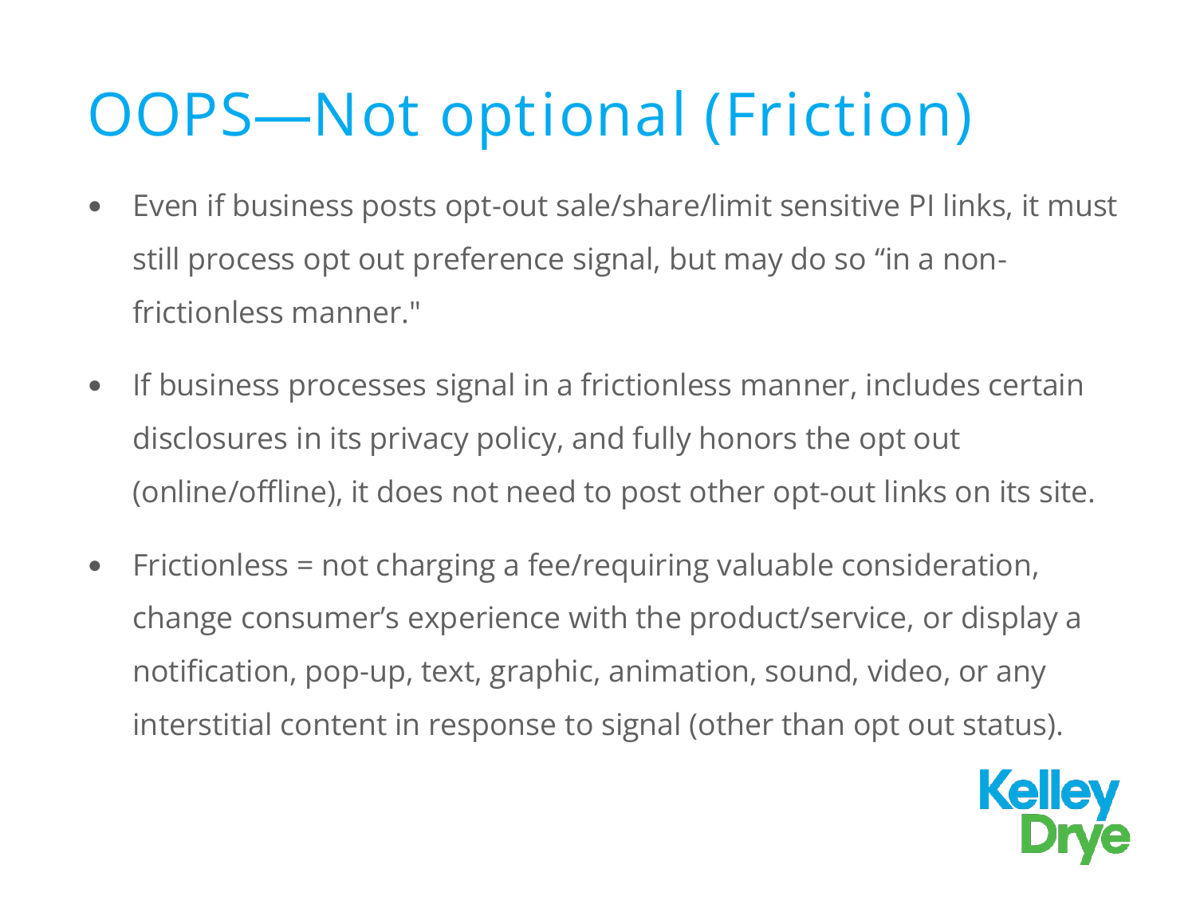# OOPS—Not optional (Friction)

- Even if business posts opt-out sale/share/limit sensitive PI links, it must still process opt out preference signal, but may do so "in a non-frictionless manner."
- If business processes signal in a frictionless manner, includes certain disclosures in its privacy policy, and fully honors the opt out (online/offline), it does not need to post other opt-out links on its site.
- Frictionless = not charging a fee/requiring valuable consideration, change consumer's experience with the product/service, or display a notification, pop-up, text, graphic, animation, sound, video, or any interstitial content in response to signal (other than opt out status).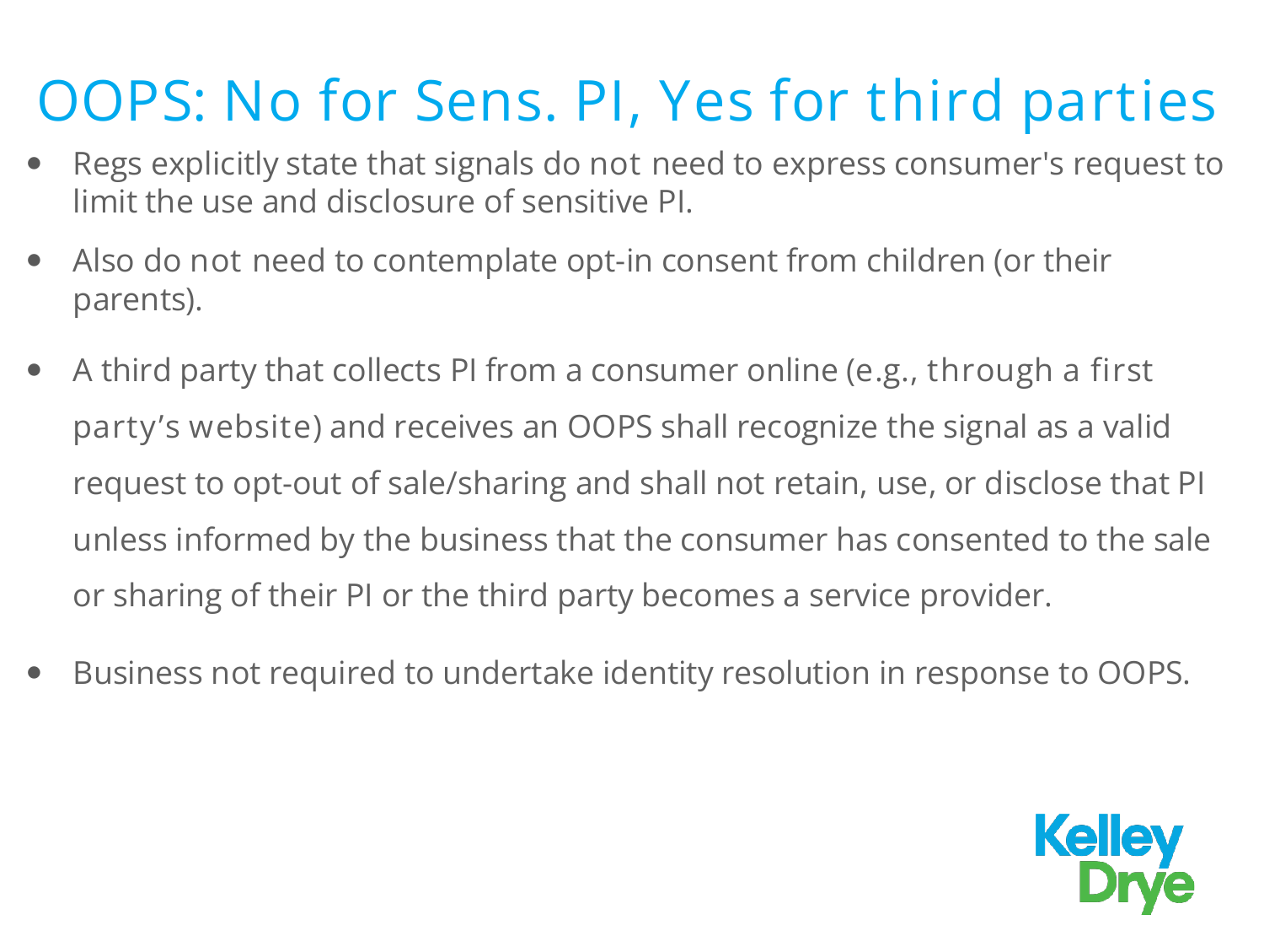# OOPS: No for Sens. PI, Yes for third parties

- Regs explicitly state that signals do not need to express consumer's request to limit the use and disclosure of sensitive PI.
- Also do not need to contemplate opt-in consent from children (or their parents).
- A third party that collects PI from a consumer online (e.g., through a first party's website) and receives an OOPS shall recognize the signal as a valid request to opt-out of sale/sharing and shall not retain, use, or disclose that PI unless informed by the business that the consumer has consented to the sale or sharing of their PI or the third party becomes a service provider.
- Business not required to undertake identity resolution in response to OOPS.

Kelley Drye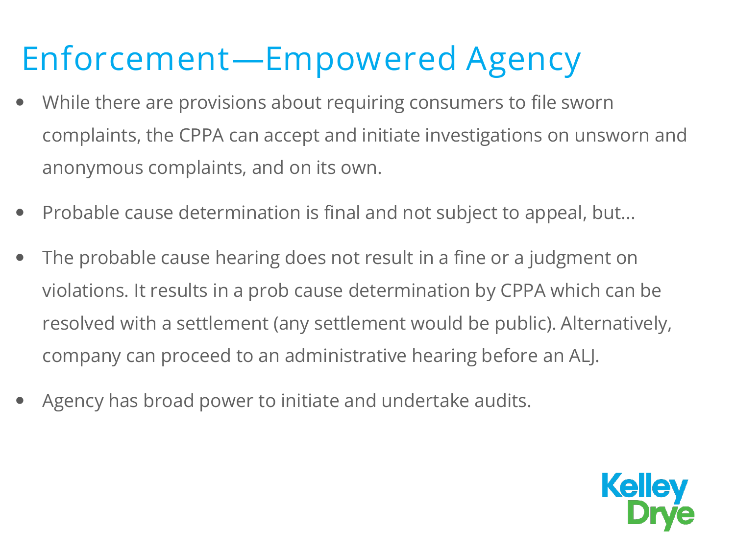# Enforcement—Empowered Agency

- While there are provisions about requiring consumers to file sworn complaints, the CPPA can accept and initiate investigations on unsworn and anonymous complaints, and on its own.
- Probable cause determination is final and not subject to appeal, but...
- The probable cause hearing does not result in a fine or a judgment on violations. It results in a prob cause determination by CPPA which can be resolved with a settlement (any settlement would be public). Alternatively, company can proceed to an administrative hearing before an ALJ.
- Agency has broad power to initiate and undertake audits.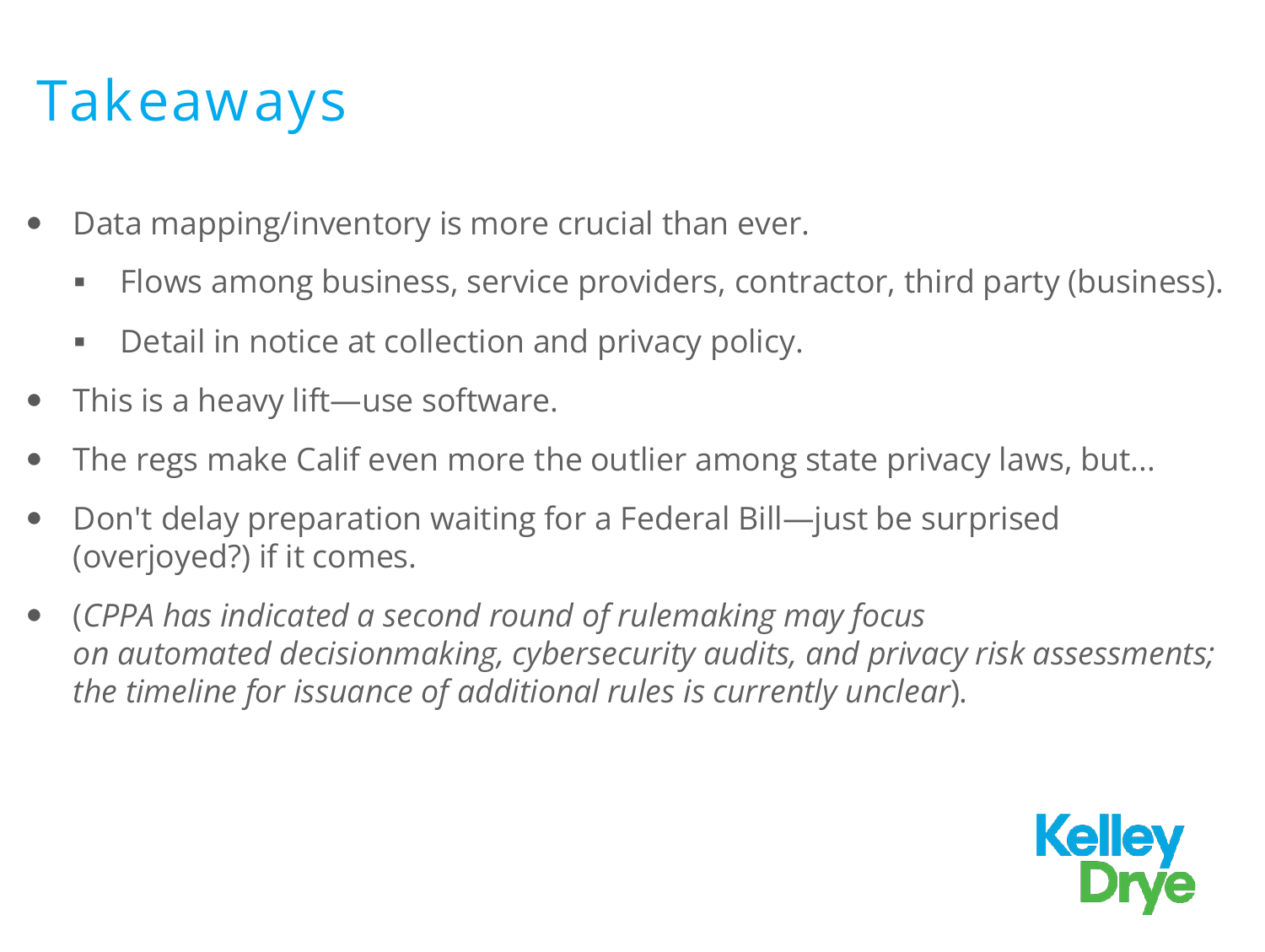# Takeaways

- Data mapping/inventory is more crucial than ever.
  - Flows among business, service providers, contractor, third party (business).
  - Detail in notice at collection and privacy policy.
- This is a heavy lift—use software.
- The regs make Calif even more the outlier among state privacy laws, but...
- Don't delay preparation waiting for a Federal Bill—just be surprised (overjoyed?) if it comes.
- (*CPPA has indicated a second round of rulemaking may focus on automated decisionmaking, cybersecurity audits, and privacy risk assessments; the timeline for issuance of additional rules is currently unclear*).

Kelley Drye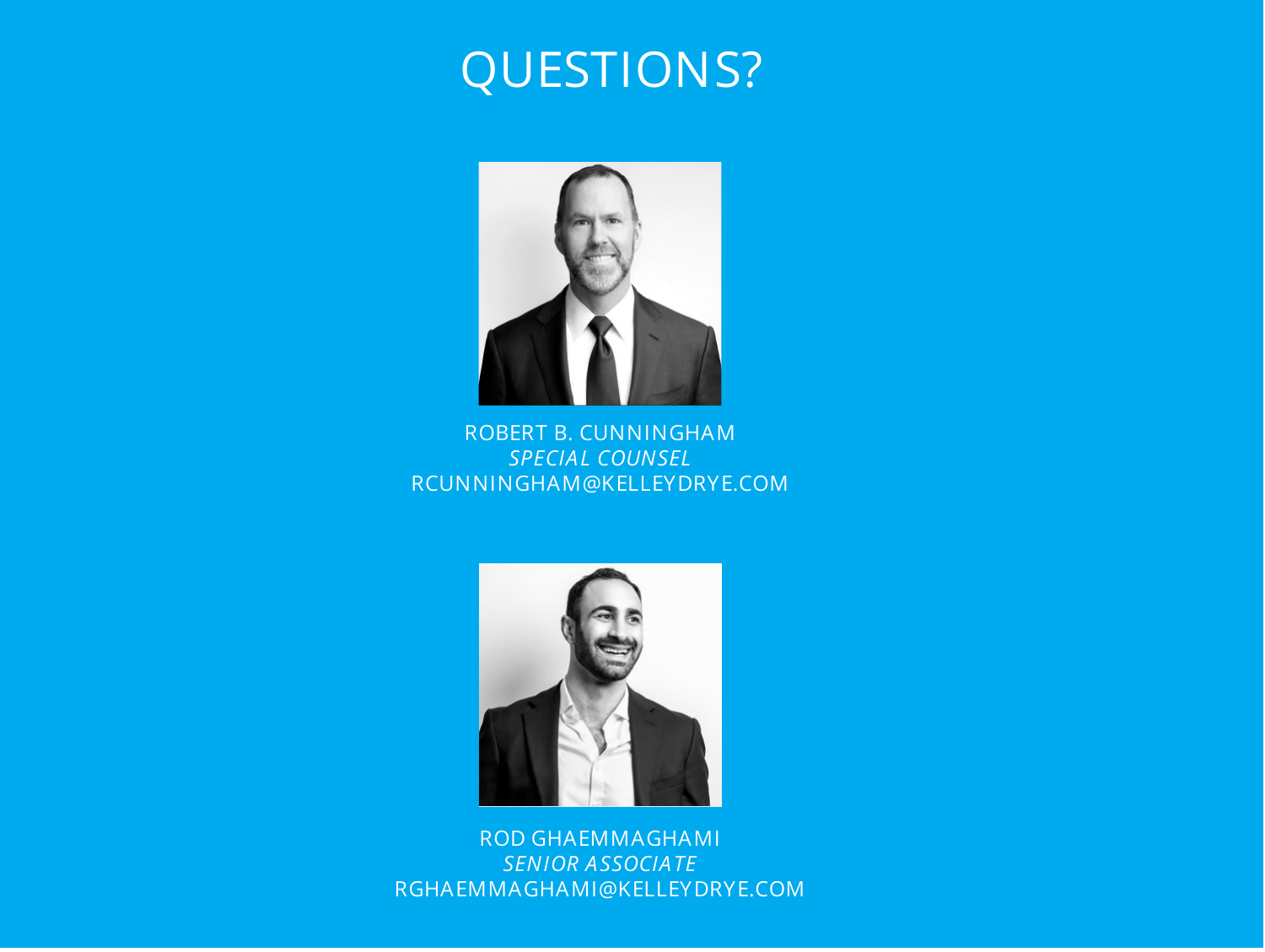# QUESTIONS?

ROBERT B. CUNNINGHAM
*SPECIAL COUNSEL*
RCUNNINGHAM@KELLEYDRYE.COM

ROD GHAEMMAGHAMI
*SENIOR ASSOCIATE*
RGHAEMMAGHAMI@KELLEYDRYE.COM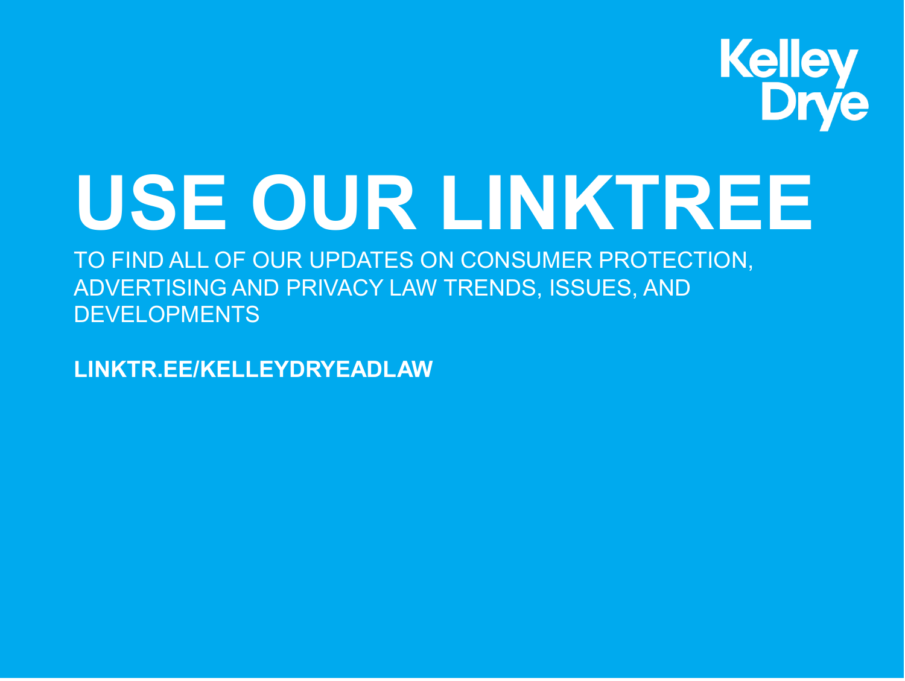Kelley Drye

# USE OUR LINKTREE

TO FIND ALL OF OUR UPDATES ON CONSUMER PROTECTION, ADVERTISING AND PRIVACY LAW TRENDS, ISSUES, AND DEVELOPMENTS

**LINKTR.EE/KELLEYDRYEADLAW**